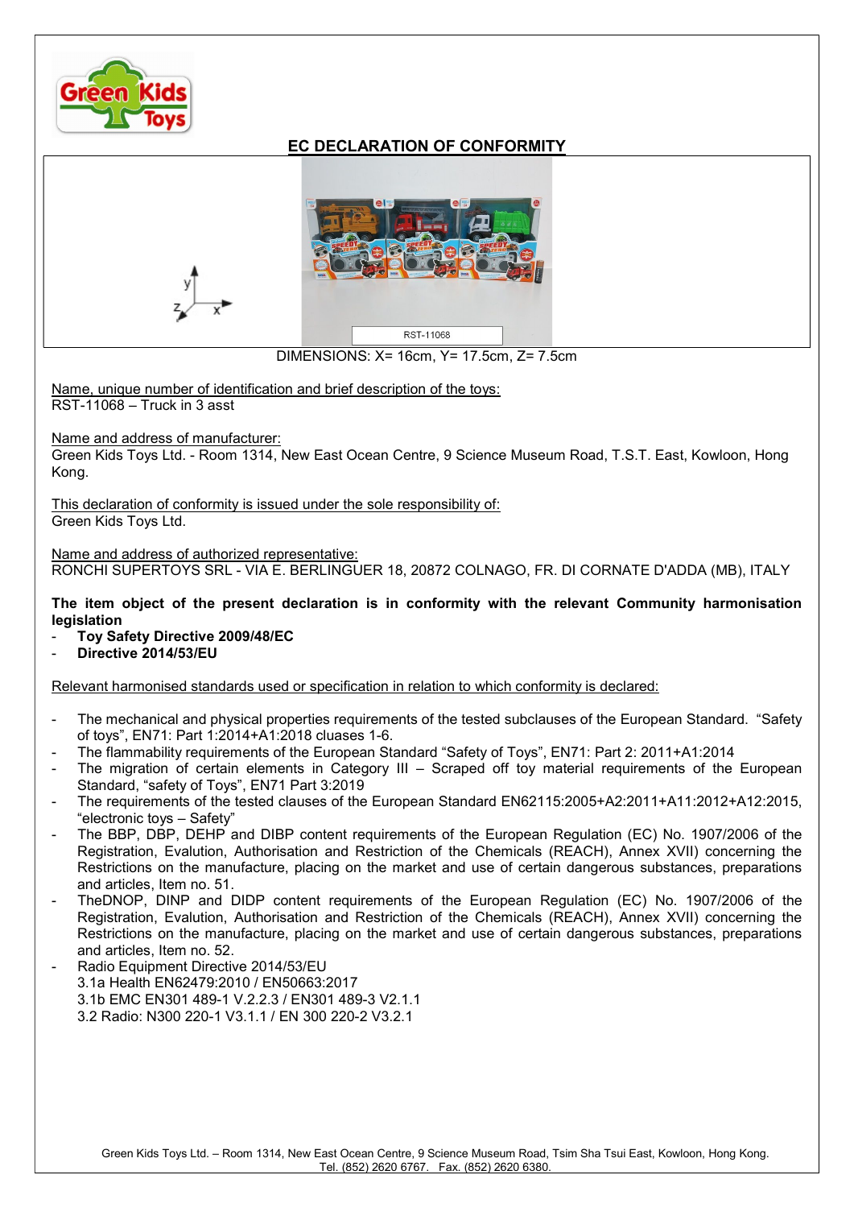# EC DECLARATION OF CONFORMITY

DIMENSIONS: X= 16cm, Y= 17.5cm, Z= 7.5cm

Name, unique number of identification and brief description of the toys:
RST-11068 – Truck in 3 asst

Name and address of manufacturer:
Green Kids Toys Ltd. - Room 1314, New East Ocean Centre, 9 Science Museum Road, T.S.T. East, Kowloon, Hong Kong.

This declaration of conformity is issued under the sole responsibility of:
Green Kids Toys Ltd.

Name and address of authorized representative:
RONCHI SUPERTOYS SRL - VIA E. BERLINGUER 18, 20872 COLNAGO, FR. DI CORNATE D'ADDA (MB), ITALY

**The item object of the present declaration is in conformity with the relevant Community harmonisation legislation**

- **Toy Safety Directive 2009/48/EC**
- **Directive 2014/53/EU**

Relevant harmonised standards used or specification in relation to which conformity is declared:

- The mechanical and physical properties requirements of the tested subclauses of the European Standard. "Safety of toys", EN71: Part 1:2014+A1:2018 cluases 1-6.
- The flammability requirements of the European Standard "Safety of Toys", EN71: Part 2: 2011+A1:2014
- The migration of certain elements in Category III – Scraped off toy material requirements of the European Standard, "safety of Toys", EN71 Part 3:2019
- The requirements of the tested clauses of the European Standard EN62115:2005+A2:2011+A11:2012+A12:2015, "electronic toys – Safety"
- The BBP, DBP, DEHP and DIBP content requirements of the European Regulation (EC) No. 1907/2006 of the Registration, Evalution, Authorisation and Restriction of the Chemicals (REACH), Annex XVII) concerning the Restrictions on the manufacture, placing on the market and use of certain dangerous substances, preparations and articles, Item no. 51.
- TheDNOP, DINP and DIDP content requirements of the European Regulation (EC) No. 1907/2006 of the Registration, Evalution, Authorisation and Restriction of the Chemicals (REACH), Annex XVII) concerning the Restrictions on the manufacture, placing on the market and use of certain dangerous substances, preparations and articles, Item no. 52.
- Radio Equipment Directive 2014/53/EU
  3.1a Health EN62479:2010 / EN50663:2017
  3.1b EMC EN301 489-1 V.2.2.3 / EN301 489-3 V2.1.1
  3.2 Radio: N300 220-1 V3.1.1 / EN 300 220-2 V3.2.1

Green Kids Toys Ltd. – Room 1314, New East Ocean Centre, 9 Science Museum Road, Tsim Sha Tsui East, Kowloon, Hong Kong.
Tel. (852) 2620 6767. Fax. (852) 2620 6380.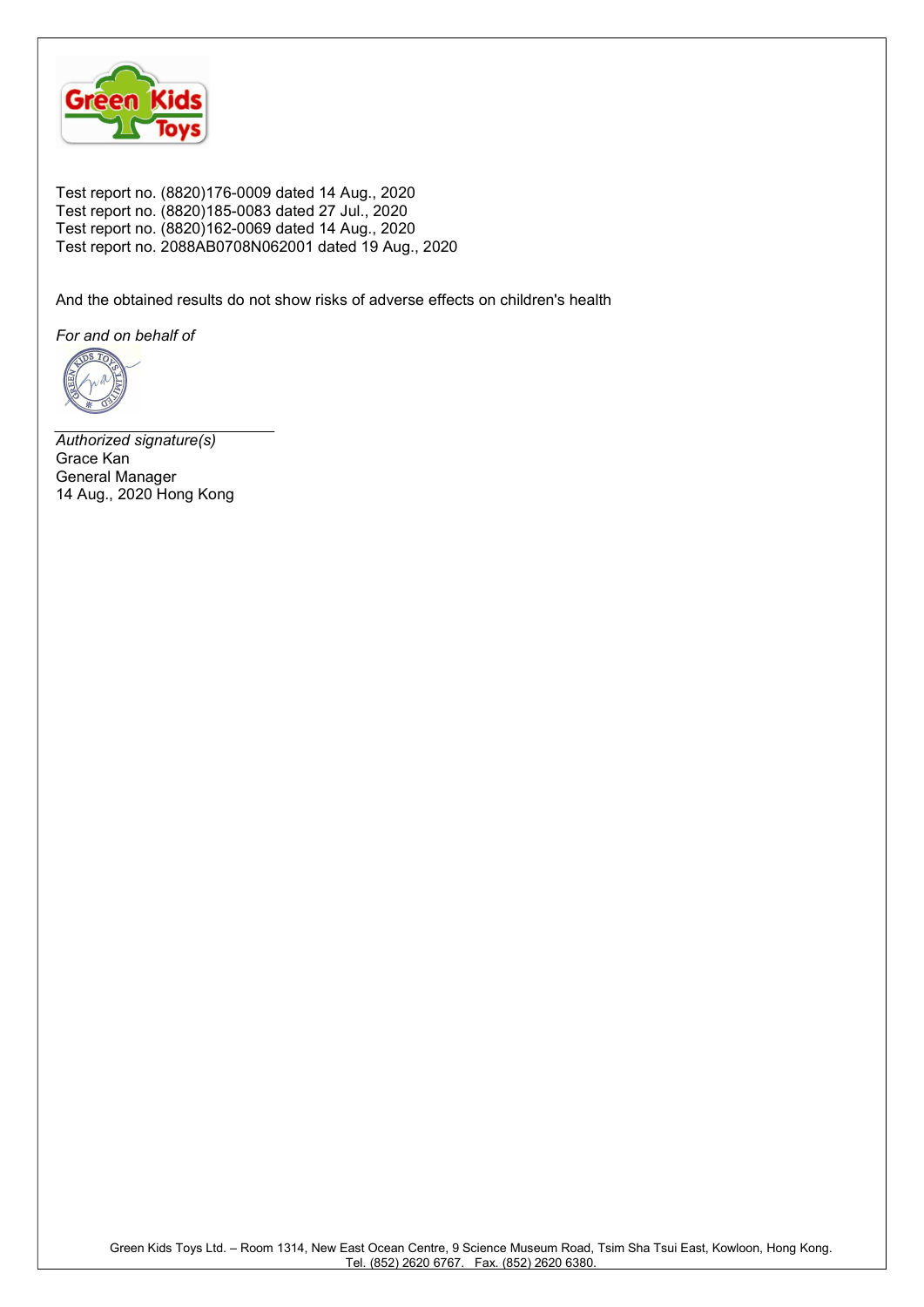Test report no. (8820)176-0009 dated 14 Aug., 2020
Test report no. (8820)185-0083 dated 27 Jul., 2020
Test report no. (8820)162-0069 dated 14 Aug., 2020
Test report no. 2088AB0708N062001 dated 19 Aug., 2020

And the obtained results do not show risks of adverse effects on children's health

*For and on behalf of*

*Authorized signature(s)*
Grace Kan
General Manager
14 Aug., 2020 Hong Kong

Green Kids Toys Ltd. – Room 1314, New East Ocean Centre, 9 Science Museum Road, Tsim Sha Tsui East, Kowloon, Hong Kong.
Tel. (852) 2620 6767. Fax. (852) 2620 6380.